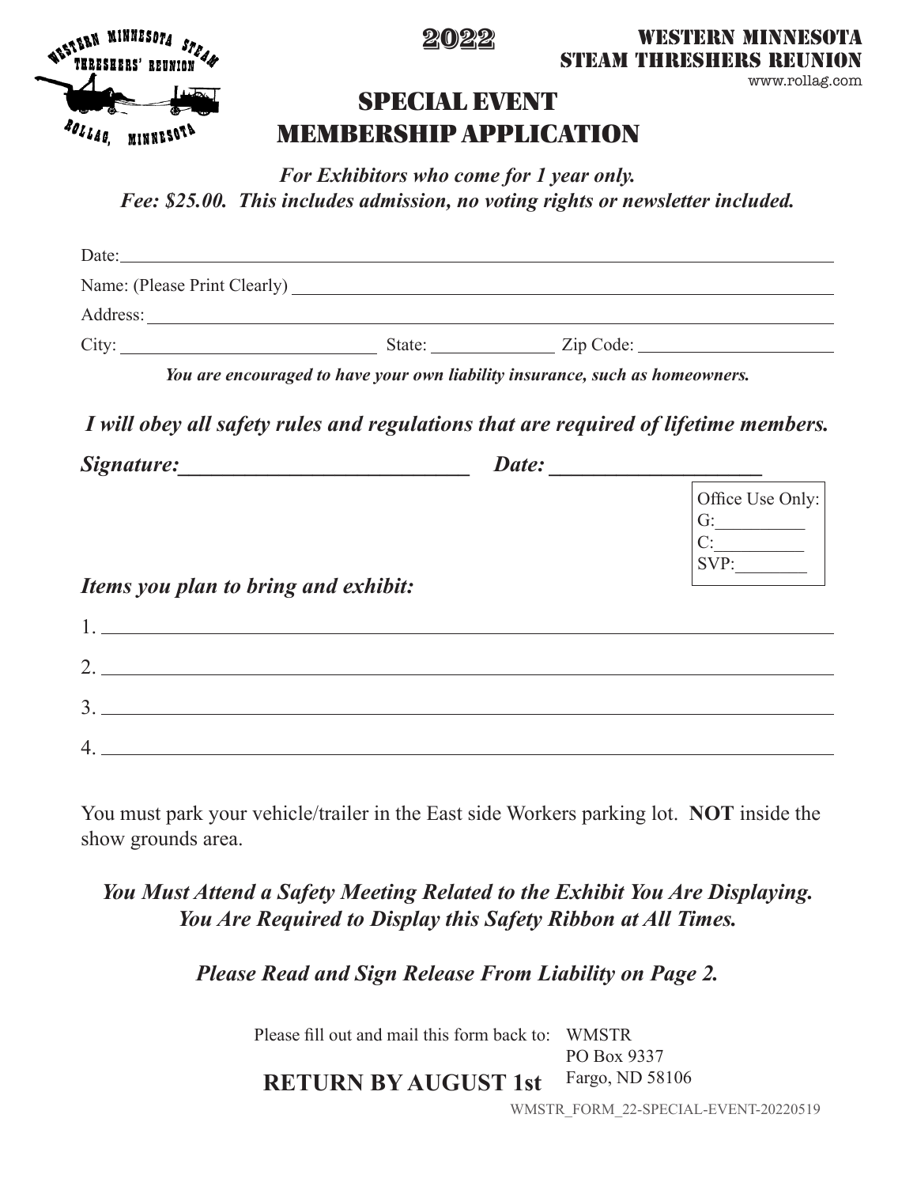WESTERN MINNESOTA STEAM THRESHERS' REUNION
ROLLAG, MINNESOTA

**2022**

**WESTERN MINNESOTA STEAM THRESHERS REUNION**
www.rollag.com

# SPECIAL EVENT MEMBERSHIP APPLICATION

***For Exhibitors who come for 1 year only.***
***Fee: $25.00. This includes admission, no voting rights or newsletter included.***

Date: ____________________________________________

Name: (Please Print Clearly) ____________________________________________

Address: ____________________________________________

City: ______________________ State: __________ Zip Code: ________________

***You are encouraged to have your own liability insurance, such as homeowners.***

***I will obey all safety rules and regulations that are required of lifetime members.***

***Signature:___________________________ Date: ___________________***

Office Use Only:
G:__________
C:__________
SVP:________

***Items you plan to bring and exhibit:***

1. ____________________________________________
2. ____________________________________________
3. ____________________________________________
4. ____________________________________________

You must park your vehicle/trailer in the East side Workers parking lot. **NOT** inside the show grounds area.

***You Must Attend a Safety Meeting Related to the Exhibit You Are Displaying.***
***You Are Required to Display this Safety Ribbon at All Times.***

***Please Read and Sign Release From Liability on Page 2.***

Please fill out and mail this form back to: WMSTR
PO Box 9337
Fargo, ND 58106

**RETURN BY AUGUST 1st**

WMSTR_FORM_22-SPECIAL-EVENT-20220519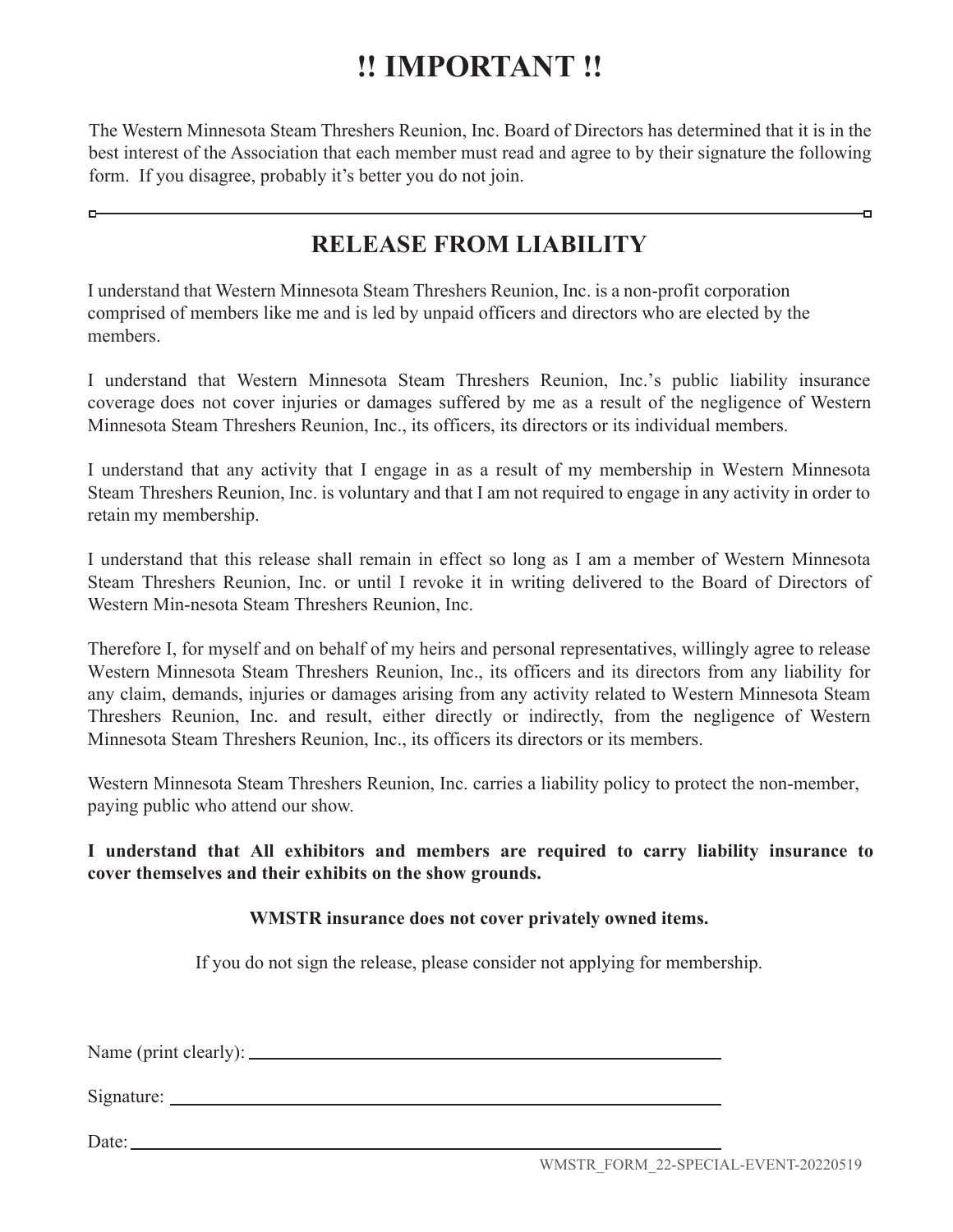# !! IMPORTANT !!

The Western Minnesota Steam Threshers Reunion, Inc. Board of Directors has determined that it is in the best interest of the Association that each member must read and agree to by their signature the following form. If you disagree, probably it's better you do not join.

---

## RELEASE FROM LIABILITY

I understand that Western Minnesota Steam Threshers Reunion, Inc. is a non-profit corporation comprised of members like me and is led by unpaid officers and directors who are elected by the members.

I understand that Western Minnesota Steam Threshers Reunion, Inc.'s public liability insurance coverage does not cover injuries or damages suffered by me as a result of the negligence of Western Minnesota Steam Threshers Reunion, Inc., its officers, its directors or its individual members.

I understand that any activity that I engage in as a result of my membership in Western Minnesota Steam Threshers Reunion, Inc. is voluntary and that I am not required to engage in any activity in order to retain my membership.

I understand that this release shall remain in effect so long as I am a member of Western Minnesota Steam Threshers Reunion, Inc. or until I revoke it in writing delivered to the Board of Directors of Western Min-nesota Steam Threshers Reunion, Inc.

Therefore I, for myself and on behalf of my heirs and personal representatives, willingly agree to release Western Minnesota Steam Threshers Reunion, Inc., its officers and its directors from any liability for any claim, demands, injuries or damages arising from any activity related to Western Minnesota Steam Threshers Reunion, Inc. and result, either directly or indirectly, from the negligence of Western Minnesota Steam Threshers Reunion, Inc., its officers its directors or its members.

Western Minnesota Steam Threshers Reunion, Inc. carries a liability policy to protect the non-member, paying public who attend our show.

**I understand that All exhibitors and members are required to carry liability insurance to cover themselves and their exhibits on the show grounds.**

**WMSTR insurance does not cover privately owned items.**

If you do not sign the release, please consider not applying for membership.

Name (print clearly): ______________________________

Signature: ______________________________

Date: ______________________________

WMSTR_FORM_22-SPECIAL-EVENT-20220519